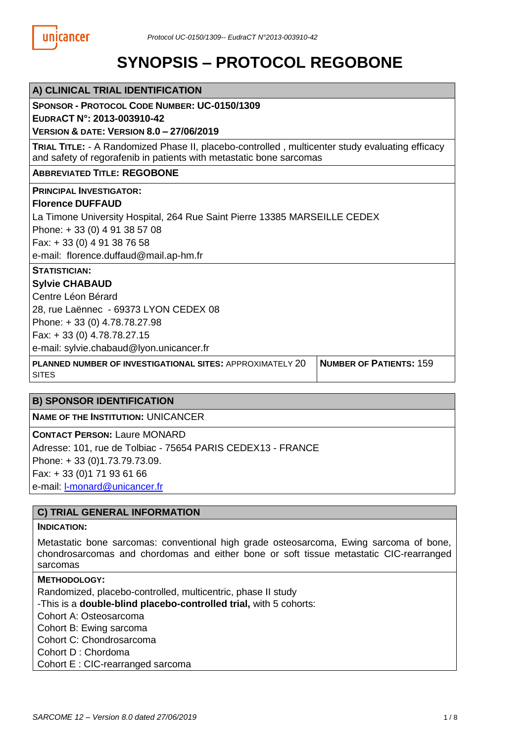# SYNOPSIS – PROTOCOL REGOBONE

## A) CLINICAL TRIAL IDENTIFICATION

**SPONSOR - PROTOCOL CODE NUMBER: UC-0150/1309**
**EUDRACT N°: 2013-003910-42**
**VERSION & DATE: VERSION 8.0 – 27/06/2019**

**TRIAL TITLE:** - A Randomized Phase II, placebo-controlled , multicenter study evaluating efficacy and safety of regorafenib in patients with metastatic bone sarcomas

**ABBREVIATED TITLE: REGOBONE**

**PRINCIPAL INVESTIGATOR:**
**Florence DUFFAUD**
La Timone University Hospital, 264 Rue Saint Pierre 13385 MARSEILLE CEDEX
Phone: + 33 (0) 4 91 38 57 08
Fax: + 33 (0) 4 91 38 76 58
e-mail: florence.duffaud@mail.ap-hm.fr

**STATISTICIAN:**
**Sylvie CHABAUD**
Centre Léon Bérard
28, rue Laënnec - 69373 LYON CEDEX 08
Phone: + 33 (0) 4.78.78.27.98
Fax: + 33 (0) 4.78.78.27.15
e-mail: sylvie.chabaud@lyon.unicancer.fr

**PLANNED NUMBER OF INVESTIGATIONAL SITES:** APPROXIMATELY 20 SITES

**NUMBER OF PATIENTS:** 159

## B) SPONSOR IDENTIFICATION

**NAME OF THE INSTITUTION:** UNICANCER

**CONTACT PERSON:** Laure MONARD
Adresse: 101, rue de Tolbiac - 75654 PARIS CEDEX13 - FRANCE
Phone: + 33 (0)1.73.79.73.09.
Fax: + 33 (0)1 71 93 61 66
e-mail: l-monard@unicancer.fr

## C) TRIAL GENERAL INFORMATION

**INDICATION:**

Metastatic bone sarcomas: conventional high grade osteosarcoma, Ewing sarcoma of bone, chondrosarcomas and chordomas and either bone or soft tissue metastatic CIC-rearranged sarcomas

**METHODOLOGY:**

Randomized, placebo-controlled, multicentric, phase II study
-This is a **double-blind placebo-controlled trial,** with 5 cohorts:
Cohort A: Osteosarcoma
Cohort B: Ewing sarcoma
Cohort C: Chondrosarcoma
Cohort D : Chordoma
Cohort E : CIC-rearranged sarcoma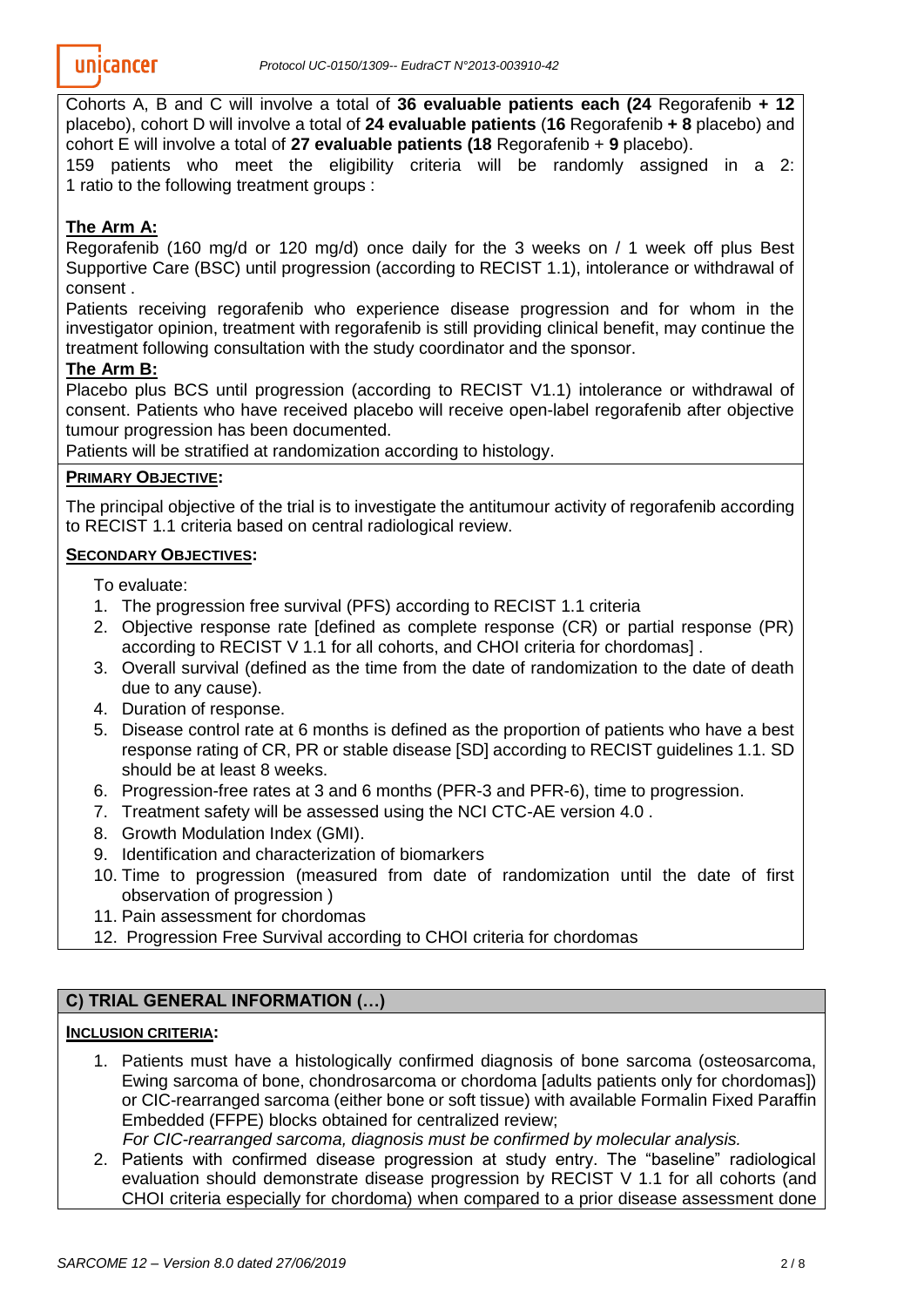Cohorts A, B and C will involve a total of **36 evaluable patients each (24** Regorafenib **+ 12** placebo), cohort D will involve a total of **24 evaluable patients** (**16** Regorafenib **+ 8** placebo) and cohort E will involve a total of **27 evaluable patients (18** Regorafenib + **9** placebo).

159 patients who meet the eligibility criteria will be randomly assigned in a 2: 1 ratio to the following treatment groups :

**The Arm A:**

Regorafenib (160 mg/d or 120 mg/d) once daily for the 3 weeks on / 1 week off plus Best Supportive Care (BSC) until progression (according to RECIST 1.1), intolerance or withdrawal of consent .

Patients receiving regorafenib who experience disease progression and for whom in the investigator opinion, treatment with regorafenib is still providing clinical benefit, may continue the treatment following consultation with the study coordinator and the sponsor.

**The Arm B:**

Placebo plus BCS until progression (according to RECIST V1.1) intolerance or withdrawal of consent. Patients who have received placebo will receive open-label regorafenib after objective tumour progression has been documented.

Patients will be stratified at randomization according to histology.

**PRIMARY OBJECTIVE:**

The principal objective of the trial is to investigate the antitumour activity of regorafenib according to RECIST 1.1 criteria based on central radiological review.

**SECONDARY OBJECTIVES:**

To evaluate:

1. The progression free survival (PFS) according to RECIST 1.1 criteria
2. Objective response rate [defined as complete response (CR) or partial response (PR) according to RECIST V 1.1 for all cohorts, and CHOI criteria for chordomas] .
3. Overall survival (defined as the time from the date of randomization to the date of death due to any cause).
4. Duration of response.
5. Disease control rate at 6 months is defined as the proportion of patients who have a best response rating of CR, PR or stable disease [SD] according to RECIST guidelines 1.1. SD should be at least 8 weeks.
6. Progression-free rates at 3 and 6 months (PFR-3 and PFR-6), time to progression.
7. Treatment safety will be assessed using the NCI CTC-AE version 4.0 .
8. Growth Modulation Index (GMI).
9. Identification and characterization of biomarkers
10. Time to progression (measured from date of randomization until the date of first observation of progression )
11. Pain assessment for chordomas
12. Progression Free Survival according to CHOI criteria for chordomas

## C) TRIAL GENERAL INFORMATION (…)

**INCLUSION CRITERIA:**

1. Patients must have a histologically confirmed diagnosis of bone sarcoma (osteosarcoma, Ewing sarcoma of bone, chondrosarcoma or chordoma [adults patients only for chordomas]) or CIC-rearranged sarcoma (either bone or soft tissue) with available Formalin Fixed Paraffin Embedded (FFPE) blocks obtained for centralized review;
   *For CIC-rearranged sarcoma, diagnosis must be confirmed by molecular analysis.*
2. Patients with confirmed disease progression at study entry. The “baseline” radiological evaluation should demonstrate disease progression by RECIST V 1.1 for all cohorts (and CHOI criteria especially for chordoma) when compared to a prior disease assessment done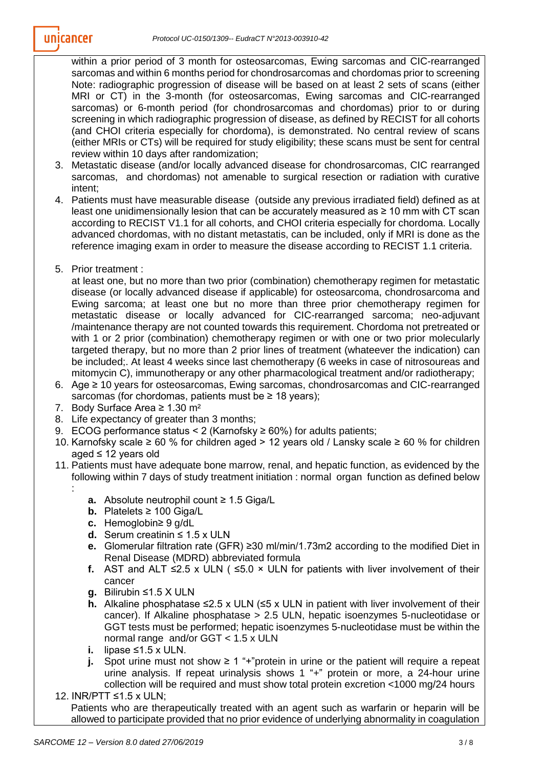within a prior period of 3 month for osteosarcomas, Ewing sarcomas and CIC-rearranged sarcomas and within 6 months period for chondrosarcomas and chordomas prior to screening Note: radiographic progression of disease will be based on at least 2 sets of scans (either MRI or CT) in the 3-month (for osteosarcomas, Ewing sarcomas and CIC-rearranged sarcomas) or 6-month period (for chondrosarcomas and chordomas) prior to or during screening in which radiographic progression of disease, as defined by RECIST for all cohorts (and CHOI criteria especially for chordoma), is demonstrated. No central review of scans (either MRIs or CTs) will be required for study eligibility; these scans must be sent for central review within 10 days after randomization;

3. Metastatic disease (and/or locally advanced disease for chondrosarcomas, CIC rearranged sarcomas, and chordomas) not amenable to surgical resection or radiation with curative intent;
4. Patients must have measurable disease (outside any previous irradiated field) defined as at least one unidimensionally lesion that can be accurately measured as ≥ 10 mm with CT scan according to RECIST V1.1 for all cohorts, and CHOI criteria especially for chordoma. Locally advanced chordomas, with no distant metastatis, can be included, only if MRI is done as the reference imaging exam in order to measure the disease according to RECIST 1.1 criteria.
5. Prior treatment :
   at least one, but no more than two prior (combination) chemotherapy regimen for metastatic disease (or locally advanced disease if applicable) for osteosarcoma, chondrosarcoma and Ewing sarcoma; at least one but no more than three prior chemotherapy regimen for metastatic disease or locally advanced for CIC-rearranged sarcoma; neo-adjuvant /maintenance therapy are not counted towards this requirement. Chordoma not pretreated or with 1 or 2 prior (combination) chemotherapy regimen or with one or two prior molecularly targeted therapy, but no more than 2 prior lines of treatment (whateever the indication) can be included;. At least 4 weeks since last chemotherapy (6 weeks in case of nitrosoureas and mitomycin C), immunotherapy or any other pharmacological treatment and/or radiotherapy;
6. Age ≥ 10 years for osteosarcomas, Ewing sarcomas, chondrosarcomas and CIC-rearranged sarcomas (for chordomas, patients must be ≥ 18 years);
7. Body Surface Area ≥ 1.30 m²
8. Life expectancy of greater than 3 months;
9. ECOG performance status < 2 (Karnofsky ≥ 60%) for adults patients;
10. Karnofsky scale ≥ 60 % for children aged > 12 years old / Lansky scale ≥ 60 % for children aged ≤ 12 years old
11. Patients must have adequate bone marrow, renal, and hepatic function, as evidenced by the following within 7 days of study treatment initiation : normal organ function as defined below :
    - **a.** Absolute neutrophil count ≥ 1.5 Giga/L
    - **b.** Platelets ≥ 100 Giga/L
    - **c.** Hemoglobin≥ 9 g/dL
    - **d.** Serum creatinin ≤ 1.5 x ULN
    - **e.** Glomerular filtration rate (GFR) ≥30 ml/min/1.73m2 according to the modified Diet in Renal Disease (MDRD) abbreviated formula
    - **f.** AST and ALT ≤2.5 x ULN ( ≤5.0 × ULN for patients with liver involvement of their cancer
    - **g.** Bilirubin ≤1.5 X ULN
    - **h.** Alkaline phosphatase ≤2.5 x ULN (≤5 x ULN in patient with liver involvement of their cancer). If Alkaline phosphatase > 2.5 ULN, hepatic isoenzymes 5-nucleotidase or GGT tests must be performed; hepatic isoenzymes 5-nucleotidase must be within the normal range and/or GGT < 1.5 x ULN
    - **i.** lipase ≤1.5 x ULN.
    - **j.** Spot urine must not show ≥ 1 "+"protein in urine or the patient will require a repeat urine analysis. If repeat urinalysis shows 1 "+" protein or more, a 24-hour urine collection will be required and must show total protein excretion <1000 mg/24 hours
12. INR/PTT ≤1.5 x ULN;
    Patients who are therapeutically treated with an agent such as warfarin or heparin will be allowed to participate provided that no prior evidence of underlying abnormality in coagulation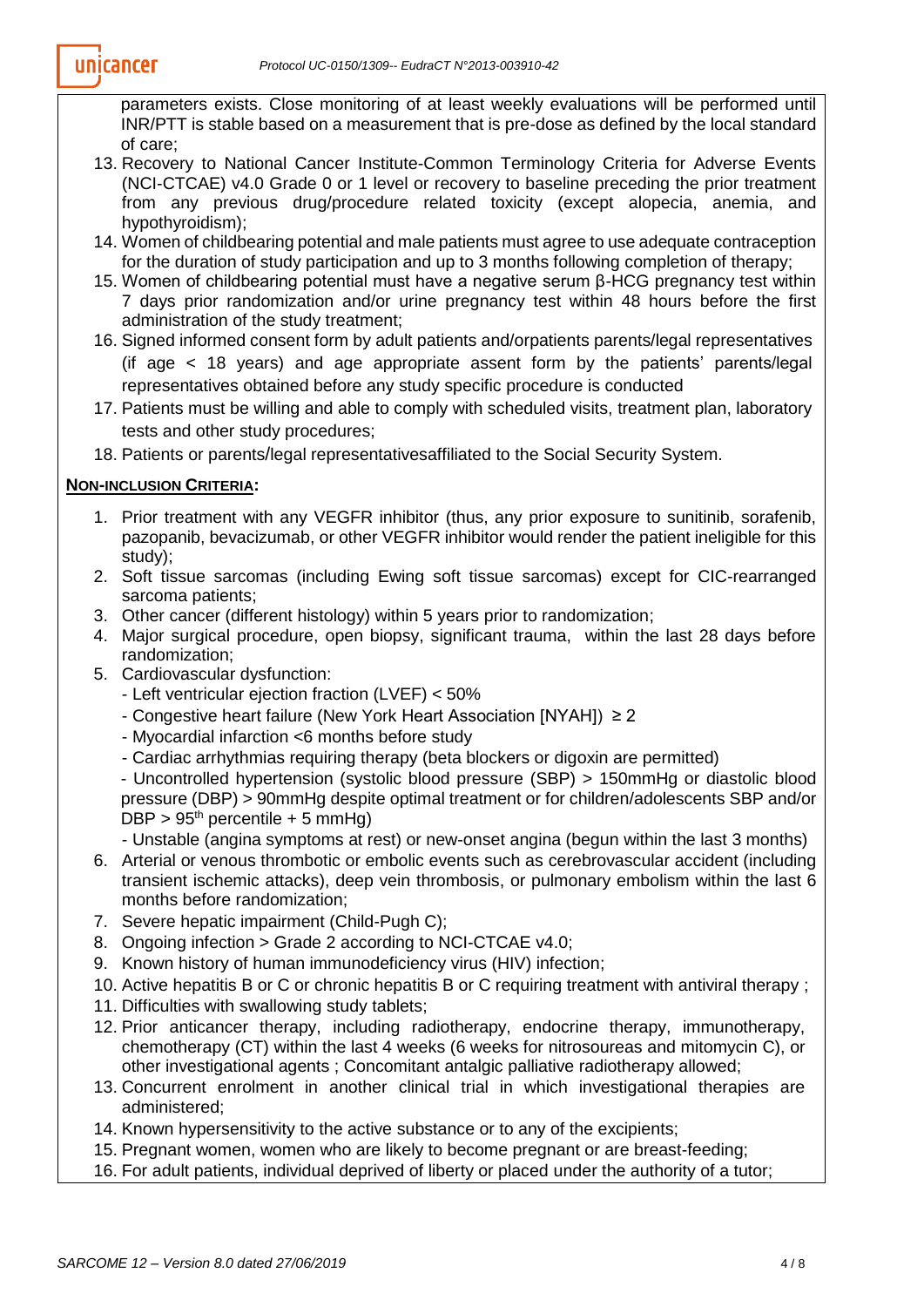parameters exists. Close monitoring of at least weekly evaluations will be performed until INR/PTT is stable based on a measurement that is pre-dose as defined by the local standard of care;

13. Recovery to National Cancer Institute-Common Terminology Criteria for Adverse Events (NCI-CTCAE) v4.0 Grade 0 or 1 level or recovery to baseline preceding the prior treatment from any previous drug/procedure related toxicity (except alopecia, anemia, and hypothyroidism);
14. Women of childbearing potential and male patients must agree to use adequate contraception for the duration of study participation and up to 3 months following completion of therapy;
15. Women of childbearing potential must have a negative serum β-HCG pregnancy test within 7 days prior randomization and/or urine pregnancy test within 48 hours before the first administration of the study treatment;
16. Signed informed consent form by adult patients and/orpatients parents/legal representatives (if age < 18 years) and age appropriate assent form by the patients' parents/legal representatives obtained before any study specific procedure is conducted
17. Patients must be willing and able to comply with scheduled visits, treatment plan, laboratory tests and other study procedures;
18. Patients or parents/legal representativesaffiliated to the Social Security System.

**NON-INCLUSION CRITERIA:**

1. Prior treatment with any VEGFR inhibitor (thus, any prior exposure to sunitinib, sorafenib, pazopanib, bevacizumab, or other VEGFR inhibitor would render the patient ineligible for this study);
2. Soft tissue sarcomas (including Ewing soft tissue sarcomas) except for CIC-rearranged sarcoma patients;
3. Other cancer (different histology) within 5 years prior to randomization;
4. Major surgical procedure, open biopsy, significant trauma, within the last 28 days before randomization;
5. Cardiovascular dysfunction:
   - Left ventricular ejection fraction (LVEF) < 50%
   - Congestive heart failure (New York Heart Association [NYAH]) ≥ 2
   - Myocardial infarction <6 months before study
   - Cardiac arrhythmias requiring therapy (beta blockers or digoxin are permitted)
   - Uncontrolled hypertension (systolic blood pressure (SBP) > 150mmHg or diastolic blood pressure (DBP) > 90mmHg despite optimal treatment or for children/adolescents SBP and/or DBP > 95th percentile + 5 mmHg)
   - Unstable (angina symptoms at rest) or new-onset angina (begun within the last 3 months)
6. Arterial or venous thrombotic or embolic events such as cerebrovascular accident (including transient ischemic attacks), deep vein thrombosis, or pulmonary embolism within the last 6 months before randomization;
7. Severe hepatic impairment (Child-Pugh C);
8. Ongoing infection > Grade 2 according to NCI-CTCAE v4.0;
9. Known history of human immunodeficiency virus (HIV) infection;
10. Active hepatitis B or C or chronic hepatitis B or C requiring treatment with antiviral therapy ;
11. Difficulties with swallowing study tablets;
12. Prior anticancer therapy, including radiotherapy, endocrine therapy, immunotherapy, chemotherapy (CT) within the last 4 weeks (6 weeks for nitrosoureas and mitomycin C), or other investigational agents ; Concomitant antalgic palliative radiotherapy allowed;
13. Concurrent enrolment in another clinical trial in which investigational therapies are administered;
14. Known hypersensitivity to the active substance or to any of the excipients;
15. Pregnant women, women who are likely to become pregnant or are breast-feeding;
16. For adult patients, individual deprived of liberty or placed under the authority of a tutor;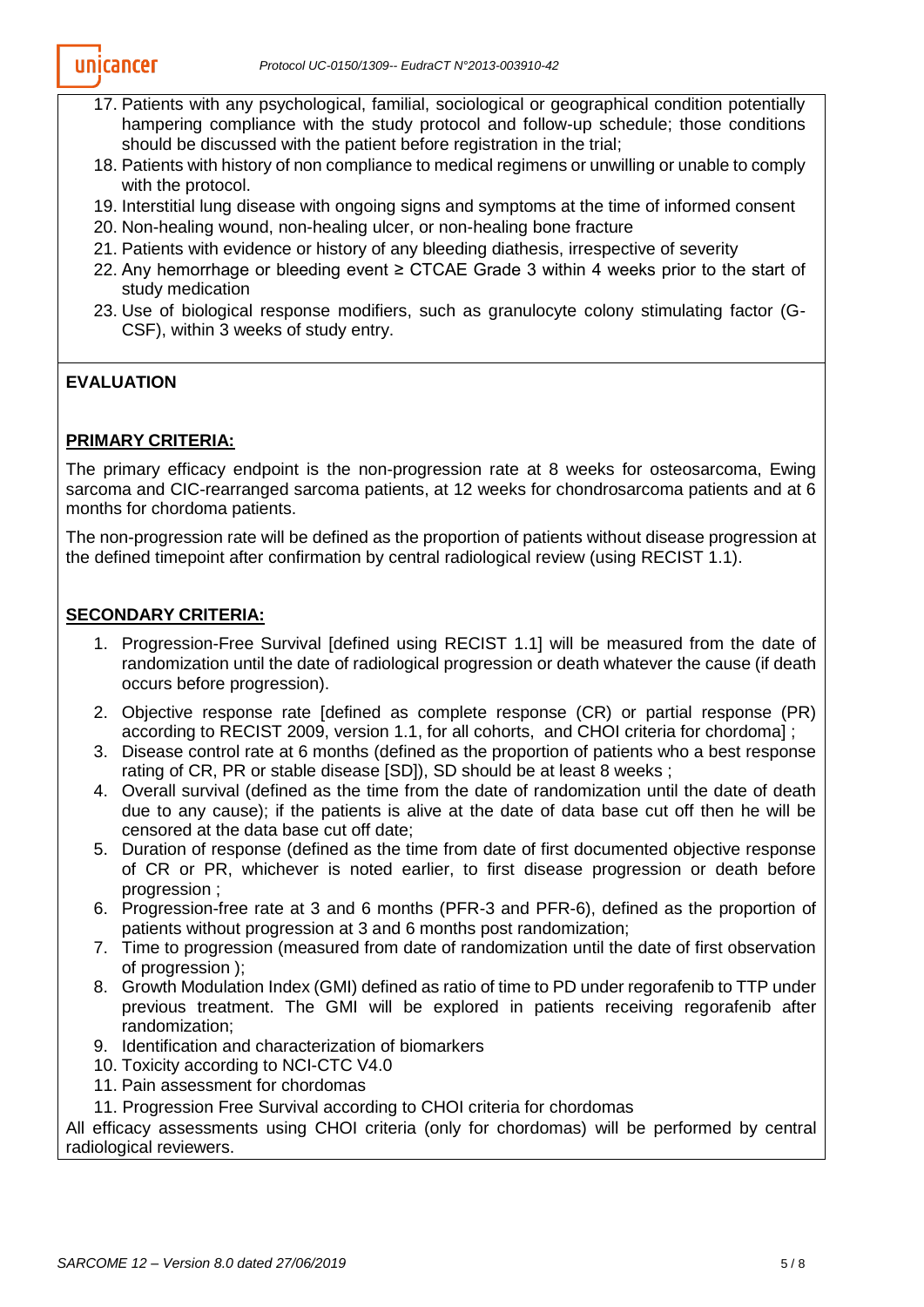17. Patients with any psychological, familial, sociological or geographical condition potentially hampering compliance with the study protocol and follow-up schedule; those conditions should be discussed with the patient before registration in the trial;
18. Patients with history of non compliance to medical regimens or unwilling or unable to comply with the protocol.
19. Interstitial lung disease with ongoing signs and symptoms at the time of informed consent
20. Non-healing wound, non-healing ulcer, or non-healing bone fracture
21. Patients with evidence or history of any bleeding diathesis, irrespective of severity
22. Any hemorrhage or bleeding event ≥ CTCAE Grade 3 within 4 weeks prior to the start of study medication
23. Use of biological response modifiers, such as granulocyte colony stimulating factor (G-CSF), within 3 weeks of study entry.

**EVALUATION**

**PRIMARY CRITERIA:**

The primary efficacy endpoint is the non-progression rate at 8 weeks for osteosarcoma, Ewing sarcoma and CIC-rearranged sarcoma patients, at 12 weeks for chondrosarcoma patients and at 6 months for chordoma patients.

The non-progression rate will be defined as the proportion of patients without disease progression at the defined timepoint after confirmation by central radiological review (using RECIST 1.1).

**SECONDARY CRITERIA:**

1. Progression-Free Survival [defined using RECIST 1.1] will be measured from the date of randomization until the date of radiological progression or death whatever the cause (if death occurs before progression).
2. Objective response rate [defined as complete response (CR) or partial response (PR) according to RECIST 2009, version 1.1, for all cohorts, and CHOI criteria for chordoma] ;
3. Disease control rate at 6 months (defined as the proportion of patients who a best response rating of CR, PR or stable disease [SD]), SD should be at least 8 weeks ;
4. Overall survival (defined as the time from the date of randomization until the date of death due to any cause); if the patients is alive at the date of data base cut off then he will be censored at the data base cut off date;
5. Duration of response (defined as the time from date of first documented objective response of CR or PR, whichever is noted earlier, to first disease progression or death before progression ;
6. Progression-free rate at 3 and 6 months (PFR-3 and PFR-6), defined as the proportion of patients without progression at 3 and 6 months post randomization;
7. Time to progression (measured from date of randomization until the date of first observation of progression );
8. Growth Modulation Index (GMI) defined as ratio of time to PD under regorafenib to TTP under previous treatment. The GMI will be explored in patients receiving regorafenib after randomization;
9. Identification and characterization of biomarkers
10. Toxicity according to NCI-CTC V4.0
11. Pain assessment for chordomas
11. Progression Free Survival according to CHOI criteria for chordomas

All efficacy assessments using CHOI criteria (only for chordomas) will be performed by central radiological reviewers.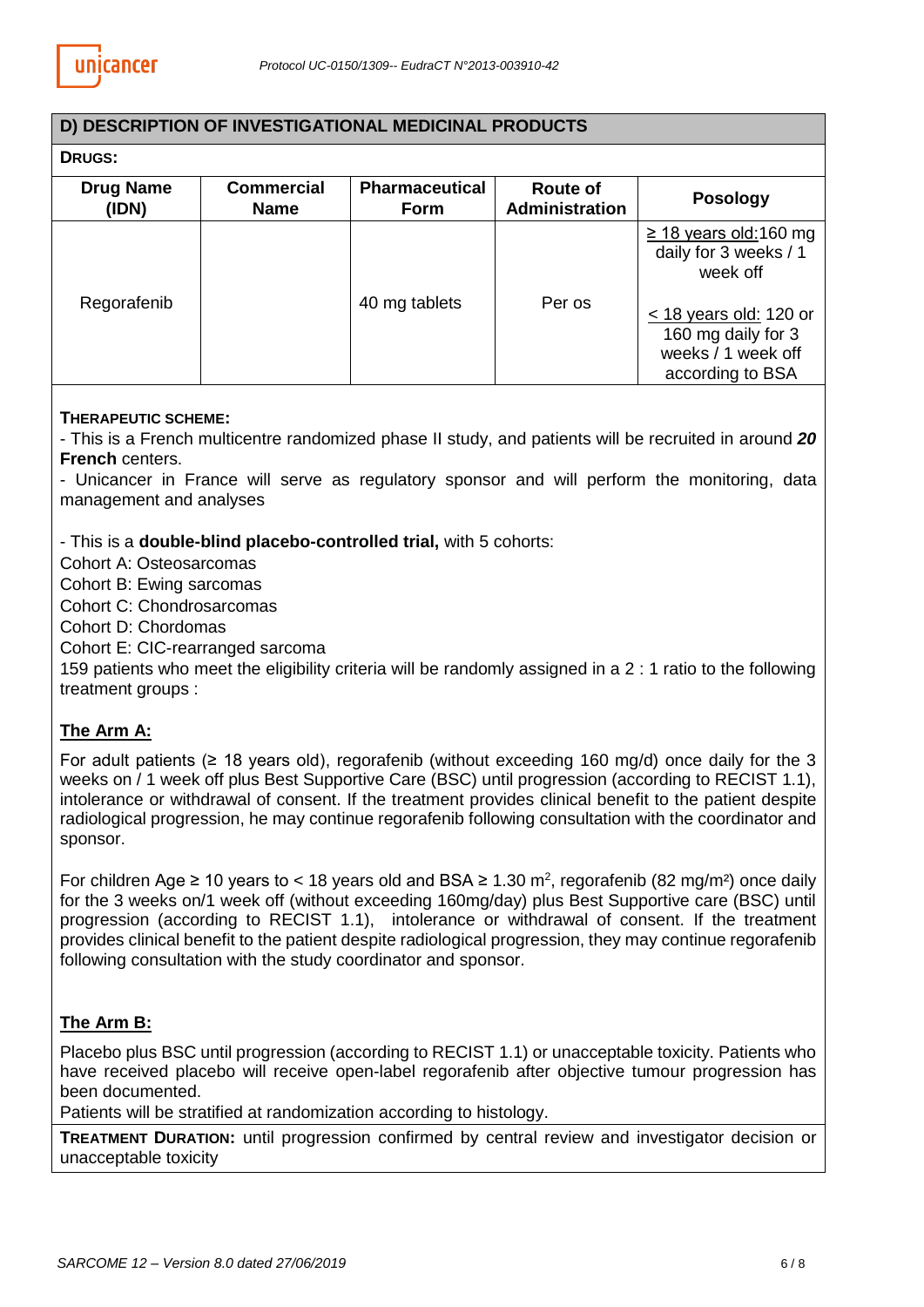## D) DESCRIPTION OF INVESTIGATIONAL MEDICINAL PRODUCTS

**DRUGS:**

| Drug Name (IDN) | Commercial Name | Pharmaceutical Form | Route of Administration | Posology |
|---|---|---|---|---|
| Regorafenib | | 40 mg tablets | Per os | ≥ 18 years old: 160 mg daily for 3 weeks / 1 week off<br><br>< 18 years old: 120 or 160 mg daily for 3 weeks / 1 week off according to BSA |

**THERAPEUTIC SCHEME:**

- This is a French multicentre randomized phase II study, and patients will be recruited in around ***20*** **French** centers.

- Unicancer in France will serve as regulatory sponsor and will perform the monitoring, data management and analyses

- This is a **double-blind placebo-controlled trial,** with 5 cohorts:

Cohort A: Osteosarcomas
Cohort B: Ewing sarcomas
Cohort C: Chondrosarcomas
Cohort D: Chordomas
Cohort E: CIC-rearranged sarcoma

159 patients who meet the eligibility criteria will be randomly assigned in a 2 : 1 ratio to the following treatment groups :

**The Arm A:**

For adult patients (≥ 18 years old), regorafenib (without exceeding 160 mg/d) once daily for the 3 weeks on / 1 week off plus Best Supportive Care (BSC) until progression (according to RECIST 1.1), intolerance or withdrawal of consent. If the treatment provides clinical benefit to the patient despite radiological progression, he may continue regorafenib following consultation with the coordinator and sponsor.

For children Age ≥ 10 years to < 18 years old and BSA ≥ 1.30 $m^2$, regorafenib (82 mg/$m^2$) once daily for the 3 weeks on/1 week off (without exceeding 160mg/day) plus Best Supportive care (BSC) until progression (according to RECIST 1.1), intolerance or withdrawal of consent. If the treatment provides clinical benefit to the patient despite radiological progression, they may continue regorafenib following consultation with the study coordinator and sponsor.

**The Arm B:**

Placebo plus BSC until progression (according to RECIST 1.1) or unacceptable toxicity. Patients who have received placebo will receive open-label regorafenib after objective tumour progression has been documented.

Patients will be stratified at randomization according to histology.

**TREATMENT DURATION:** until progression confirmed by central review and investigator decision or unacceptable toxicity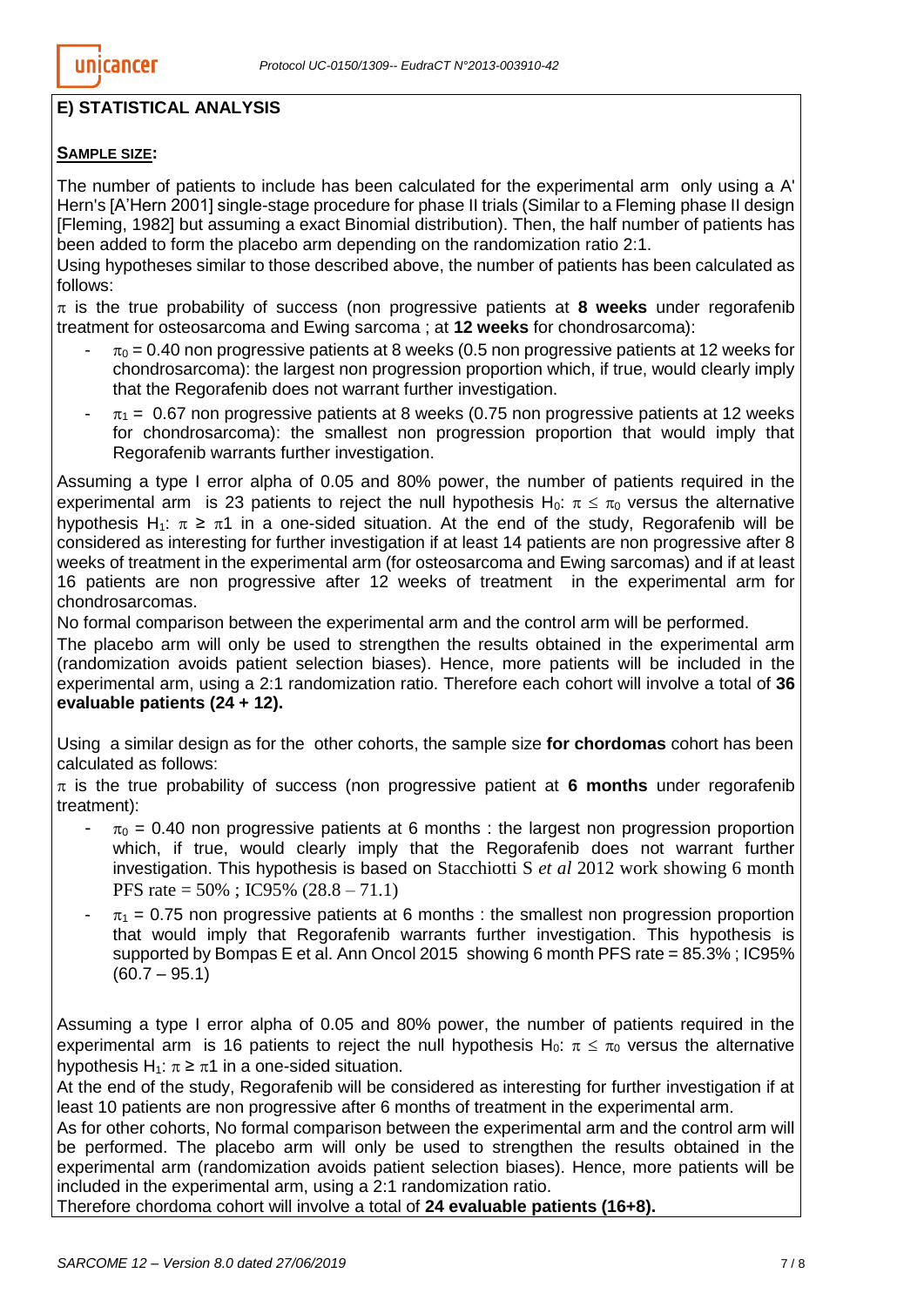## E) STATISTICAL ANALYSIS

**SAMPLE SIZE:**

The number of patients to include has been calculated for the experimental arm only using a A' Hern's [A'Hern 2001] single-stage procedure for phase II trials (Similar to a Fleming phase II design [Fleming, 1982] but assuming a exact Binomial distribution). Then, the half number of patients has been added to form the placebo arm depending on the randomization ratio 2:1.

Using hypotheses similar to those described above, the number of patients has been calculated as follows:

$\pi$ is the true probability of success (non progressive patients at **8 weeks** under regorafenib treatment for osteosarcoma and Ewing sarcoma ; at **12 weeks** for chondrosarcoma):

- $\pi_0 = 0.40$ non progressive patients at 8 weeks (0.5 non progressive patients at 12 weeks for chondrosarcoma): the largest non progression proportion which, if true, would clearly imply that the Regorafenib does not warrant further investigation.
- $\pi_1 = 0.67$ non progressive patients at 8 weeks (0.75 non progressive patients at 12 weeks for chondrosarcoma): the smallest non progression proportion that would imply that Regorafenib warrants further investigation.

Assuming a type I error alpha of 0.05 and 80% power, the number of patients required in the experimental arm is 23 patients to reject the null hypothesis $H_0$: $\pi \leq \pi_0$ versus the alternative hypothesis $H_1$: $\pi \geq \pi_1$ in a one-sided situation. At the end of the study, Regorafenib will be considered as interesting for further investigation if at least 14 patients are non progressive after 8 weeks of treatment in the experimental arm (for osteosarcoma and Ewing sarcomas) and if at least 16 patients are non progressive after 12 weeks of treatment in the experimental arm for chondrosarcomas.

No formal comparison between the experimental arm and the control arm will be performed.

The placebo arm will only be used to strengthen the results obtained in the experimental arm (randomization avoids patient selection biases). Hence, more patients will be included in the experimental arm, using a 2:1 randomization ratio. Therefore each cohort will involve a total of **36 evaluable patients (24 + 12).**

Using a similar design as for the other cohorts, the sample size **for chordomas** cohort has been calculated as follows:

$\pi$ is the true probability of success (non progressive patient at **6 months** under regorafenib treatment):

- $\pi_0 = 0.40$ non progressive patients at 6 months : the largest non progression proportion which, if true, would clearly imply that the Regorafenib does not warrant further investigation. This hypothesis is based on Stacchiotti S *et al* 2012 work showing 6 month PFS rate = 50% ; IC95% (28.8 – 71.1)
- $\pi_1 = 0.75$ non progressive patients at 6 months : the smallest non progression proportion that would imply that Regorafenib warrants further investigation. This hypothesis is supported by Bompas E et al. Ann Oncol 2015 showing 6 month PFS rate = 85.3% ; IC95% (60.7 – 95.1)

Assuming a type I error alpha of 0.05 and 80% power, the number of patients required in the experimental arm is 16 patients to reject the null hypothesis $H_0$: $\pi \leq \pi_0$ versus the alternative hypothesis $H_1$: $\pi \geq \pi_1$ in a one-sided situation.

At the end of the study, Regorafenib will be considered as interesting for further investigation if at least 10 patients are non progressive after 6 months of treatment in the experimental arm.

As for other cohorts, No formal comparison between the experimental arm and the control arm will be performed. The placebo arm will only be used to strengthen the results obtained in the experimental arm (randomization avoids patient selection biases). Hence, more patients will be included in the experimental arm, using a 2:1 randomization ratio.

Therefore chordoma cohort will involve a total of **24 evaluable patients (16+8).**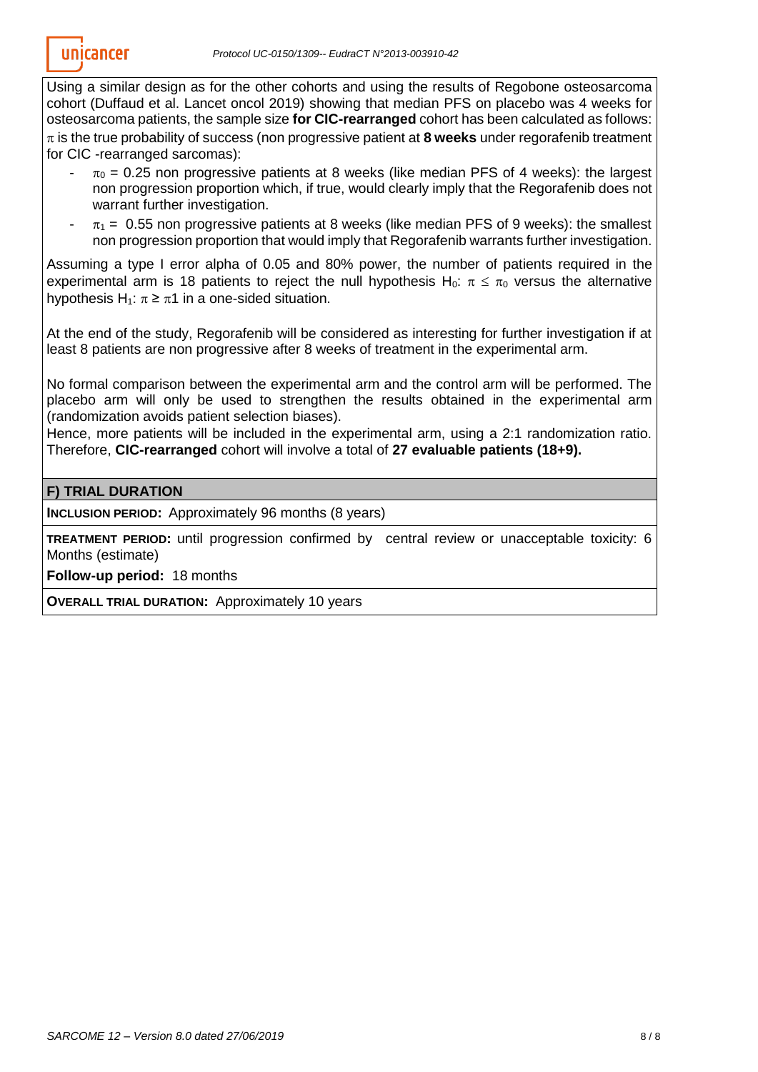Using a similar design as for the other cohorts and using the results of Regobone osteosarcoma cohort (Duffaud et al. Lancet oncol 2019) showing that median PFS on placebo was 4 weeks for osteosarcoma patients, the sample size **for CIC-rearranged** cohort has been calculated as follows:

$\pi$ is the true probability of success (non progressive patient at **8 weeks** under regorafenib treatment for CIC -rearranged sarcomas):

- $\pi_0$ = 0.25 non progressive patients at 8 weeks (like median PFS of 4 weeks): the largest non progression proportion which, if true, would clearly imply that the Regorafenib does not warrant further investigation.
- $\pi_1$ = 0.55 non progressive patients at 8 weeks (like median PFS of 9 weeks): the smallest non progression proportion that would imply that Regorafenib warrants further investigation.

Assuming a type I error alpha of 0.05 and 80% power, the number of patients required in the experimental arm is 18 patients to reject the null hypothesis $H_0$: $\pi \leq \pi_0$ versus the alternative hypothesis $H_1$: $\pi \geq \pi 1$ in a one-sided situation.

At the end of the study, Regorafenib will be considered as interesting for further investigation if at least 8 patients are non progressive after 8 weeks of treatment in the experimental arm.

No formal comparison between the experimental arm and the control arm will be performed. The placebo arm will only be used to strengthen the results obtained in the experimental arm (randomization avoids patient selection biases).

Hence, more patients will be included in the experimental arm, using a 2:1 randomization ratio. Therefore, **CIC-rearranged** cohort will involve a total of **27 evaluable patients (18+9).**

## F) TRIAL DURATION

**INCLUSION PERIOD:** Approximately 96 months (8 years)

**TREATMENT PERIOD:** until progression confirmed by central review or unacceptable toxicity: 6 Months (estimate)

**Follow-up period:** 18 months

**OVERALL TRIAL DURATION:** Approximately 10 years